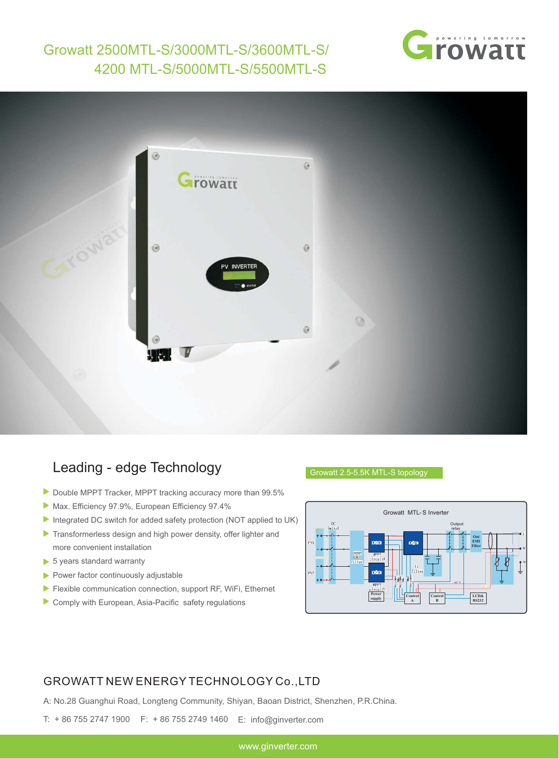# Growatt 2500MTL-S/3000MTL-S/3600MTL-S/ 4200 MTL-S/5000MTL-S/5500MTL-S

## Leading - edge Technology

- Double MPPT Tracker, MPPT tracking accuracy more than 99.5%
- Max. Efficiency 97.9%, European Efficiency 97.4%
- Integrated DC switch for added safety protection (NOT applied to UK)
- Transformerless design and high power density, offer lighter and more convenient installation
- 5 years standard warranty
- Power factor continuously adjustable
- Flexible communication connection, support RF, WiFi, Ethernet
- Comply with European, Asia-Pacific safety regulations

Growatt 2.5-5.5K MTL-S topology

## GROWATT NEW ENERGY TECHNOLOGY Co.,LTD

A: No.28 Guanghui Road, Longteng Community, Shiyan, Baoan District, Shenzhen, P.R.China.

T: + 86 755 2747 1900 F: + 86 755 2749 1460 E: info@ginverter.com

www.ginverter.com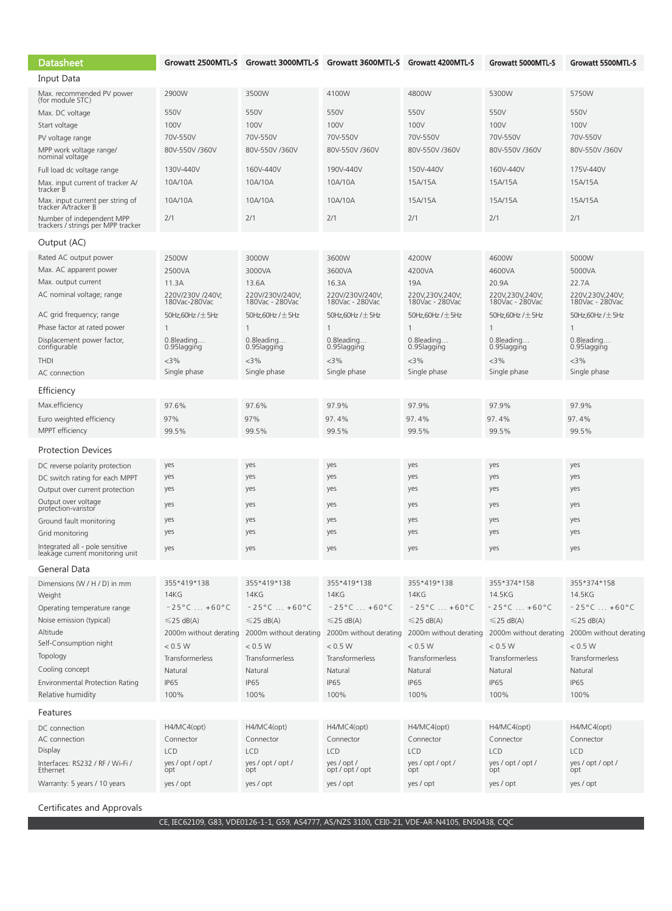| Datasheet | Growatt 2500MTL-S | Growatt 3000MTL-S | Growatt 3600MTL-S | Growatt 4200MTL-S | Growatt 5000MTL-S | Growatt 5500MTL-S |
|---|---|---|---|---|---|---|
| **Input Data** | | | | | | |
| Max. recommended PV power (for module STC) | 2900W | 3500W | 4100W | 4800W | 5300W | 5750W |
| Max. DC voltage | 550V | 550V | 550V | 550V | 550V | 550V |
| Start voltage | 100V | 100V | 100V | 100V | 100V | 100V |
| PV voltage range | 70V-550V | 70V-550V | 70V-550V | 70V-550V | 70V-550V | 70V-550V |
| MPP work voltage range/ nominal voltage | 80V-550V /360V | 80V-550V /360V | 80V-550V /360V | 80V-550V /360V | 80V-550V /360V | 80V-550V /360V |
| Full load dc voltage range | 130V-440V | 160V-440V | 190V-440V | 150V-440V | 160V-440V | 175V-440V |
| Max. input current of tracker A/ tracker B | 10A/10A | 10A/10A | 10A/10A | 15A/15A | 15A/15A | 15A/15A |
| Max. input current per string of tracker A/tracker B | 10A/10A | 10A/10A | 10A/10A | 15A/15A | 15A/15A | 15A/15A |
| Number of independent MPP trackers / strings per MPP tracker | 2/1 | 2/1 | 2/1 | 2/1 | 2/1 | 2/1 |
| **Output (AC)** | | | | | | |
| Rated AC output power | 2500W | 3000W | 3600W | 4200W | 4600W | 5000W |
| Max. AC apparent power | 2500VA | 3000VA | 3600VA | 4200VA | 4600VA | 5000VA |
| Max. output current | 11.3A | 13.6A | 16.3A | 19A | 20.9A | 22.7A |
| AC nominal voltage; range | 220V/230V /240V; 180Vac-280Vac | 220V/230V/240V; 180Vac - 280Vac | 220V/230V/240V; 180Vac - 280Vac | 220V,230V,240V; 180Vac - 280Vac | 220V,230V,240V; 180Vac - 280Vac | 220V,230V,240V; 180Vac - 280Vac |
| AC grid frequency; range | 50Hz,60Hz / ±5Hz | 50Hz,60Hz / ±5Hz | 50Hz,60Hz / ±5Hz | 50Hz,60Hz / ±5Hz | 50Hz,60Hz / ±5Hz | 50Hz,60Hz / ±5Hz |
| Phase factor at rated power | 1 | 1 | 1 | 1 | 1 | 1 |
| Displacement power factor, configurable | 0.8leading… 0.95lagging | 0.8leading… 0.95lagging | 0.8leading… 0.95lagging | 0.8leading… 0.95lagging | 0.8leading… 0.95lagging | 0.8leading… 0.95lagging |
| THDI | <3% | <3% | <3% | <3% | <3% | <3% |
| AC connection | Single phase | Single phase | Single phase | Single phase | Single phase | Single phase |
| **Efficiency** | | | | | | |
| Max.efficiency | 97.6% | 97.6% | 97.9% | 97.9% | 97.9% | 97.9% |
| Euro weighted efficiency | 97% | 97% | 97. 4% | 97. 4% | 97. 4% | 97. 4% |
| MPPT efficiency | 99.5% | 99.5% | 99.5% | 99.5% | 99.5% | 99.5% |
| **Protection Devices** | | | | | | |
| DC reverse polarity protection | yes | yes | yes | yes | yes | yes |
| DC switch rating for each MPPT | yes | yes | yes | yes | yes | yes |
| Output over current protection | yes | yes | yes | yes | yes | yes |
| Output over voltage protection-varistor | yes | yes | yes | yes | yes | yes |
| Ground fault monitoring | yes | yes | yes | yes | yes | yes |
| Grid monitoring | yes | yes | yes | yes | yes | yes |
| Integrated all - pole sensitive leakage current monitoring unit | yes | yes | yes | yes | yes | yes |
| **General Data** | | | | | | |
| Dimensions (W / H / D) in mm | 355*419*138 | 355*419*138 | 355*419*138 | 355*419*138 | 355*374*158 | 355*374*158 |
| Weight | 14KG | 14KG | 14KG | 14KG | 14.5KG | 14.5KG |
| Operating temperature range | -25°C … +60°C | -25°C … +60°C | -25°C … +60°C | -25°C … +60°C | -25°C … +60°C | -25°C … +60°C |
| Noise emission (typical) | ≤25 dB(A) | ≤25 dB(A) | ≤25 dB(A) | ≤25 dB(A) | ≤25 dB(A) | ≤25 dB(A) |
| Altitude | 2000m without derating | 2000m without derating | 2000m without derating | 2000m without derating | 2000m without derating | 2000m without derating |
| Self-Consumption night | < 0.5 W | < 0.5 W | < 0.5 W | < 0.5 W | < 0.5 W | < 0.5 W |
| Topology | Transformerless | Transformerless | Transformerless | Transformerless | Transformerless | Transformerless |
| Cooling concept | Natural | Natural | Natural | Natural | Natural | Natural |
| Environmental Protection Rating | IP65 | IP65 | IP65 | IP65 | IP65 | IP65 |
| Relative humidity | 100% | 100% | 100% | 100% | 100% | 100% |
| **Features** | | | | | | |
| DC connection | H4/MC4(opt) | H4/MC4(opt) | H4/MC4(opt) | H4/MC4(opt) | H4/MC4(opt) | H4/MC4(opt) |
| AC connection | Connector | Connector | Connector | Connector | Connector | Connector |
| Display | LCD | LCD | LCD | LCD | LCD | LCD |
| Interfaces: RS232 / RF / Wi-Fi / Ethernet | yes / opt / opt / opt | yes / opt / opt / opt | yes / opt / opt / opt / opt | yes / opt / opt / opt | yes / opt / opt / opt | yes / opt / opt / opt |
| Warranty: 5 years / 10 years | yes / opt | yes / opt | yes / opt | yes / opt | yes / opt | yes / opt |

Certificates and Approvals

CE, IEC62109, G83, VDE0126-1-1, G59, AS4777, AS/NZS 3100, CEI0-21, VDE-AR-N4105, EN50438, CQC